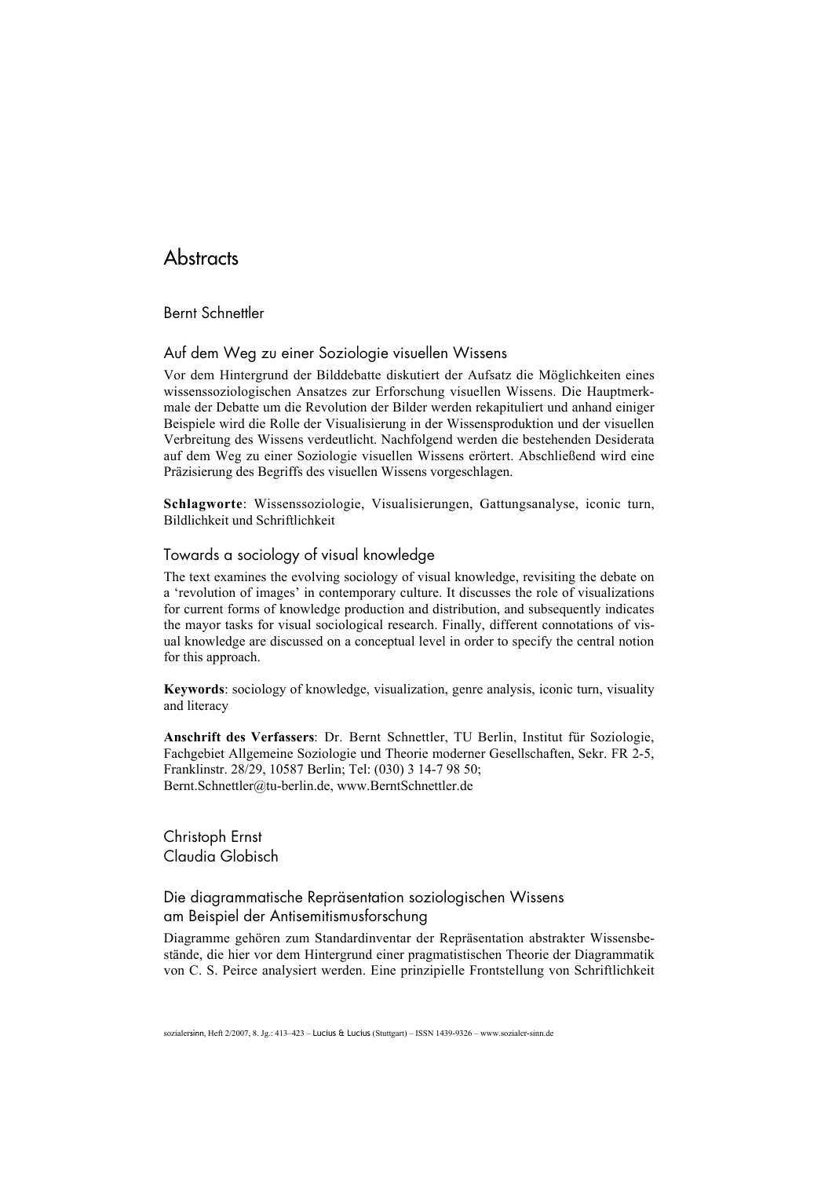# Abstracts

## Bernt Schnettler

### Auf dem Weg zu einer Soziologie visuellen Wissens

Vor dem Hintergrund der Bilddebatte diskutiert der Aufsatz die Möglichkeiten eines wissenssoziologischen Ansatzes zur Erforschung visuellen Wissens. Die Hauptmerkmale der Debatte um die Revolution der Bilder werden rekapituliert und anhand einiger Beispiele wird die Rolle der Visualisierung in der Wissensproduktion und der visuellen Verbreitung des Wissens verdeutlicht. Nachfolgend werden die bestehenden Desiderata auf dem Weg zu einer Soziologie visuellen Wissens erörtert. Abschließend wird eine Präzisierung des Begriffs des visuellen Wissens vorgeschlagen.

**Schlagworte**: Wissenssoziologie, Visualisierungen, Gattungsanalyse, iconic turn, Bildlichkeit und Schriftlichkeit

### Towards a sociology of visual knowledge

The text examines the evolving sociology of visual knowledge, revisiting the debate on a 'revolution of images' in contemporary culture. It discusses the role of visualizations for current forms of knowledge production and distribution, and subsequently indicates the mayor tasks for visual sociological research. Finally, different connotations of visual knowledge are discussed on a conceptual level in order to specify the central notion for this approach.

**Keywords**: sociology of knowledge, visualization, genre analysis, iconic turn, visuality and literacy

**Anschrift des Verfassers**: Dr. Bernt Schnettler, TU Berlin, Institut für Soziologie, Fachgebiet Allgemeine Soziologie und Theorie moderner Gesellschaften, Sekr. FR 2-5, Franklinstr. 28/29, 10587 Berlin; Tel: (030) 3 14-7 98 50; Bernt.Schnettler@tu-berlin.de, www.BerntSchnettler.de

## Christoph Ernst
## Claudia Globisch

### Die diagrammatische Repräsentation soziologischen Wissens am Beispiel der Antisemitismusforschung

Diagramme gehören zum Standardinventar der Repräsentation abstrakter Wissensbestände, die hier vor dem Hintergrund einer pragmatistischen Theorie der Diagrammatik von C. S. Peirce analysiert werden. Eine prinzipielle Frontstellung von Schriftlichkeit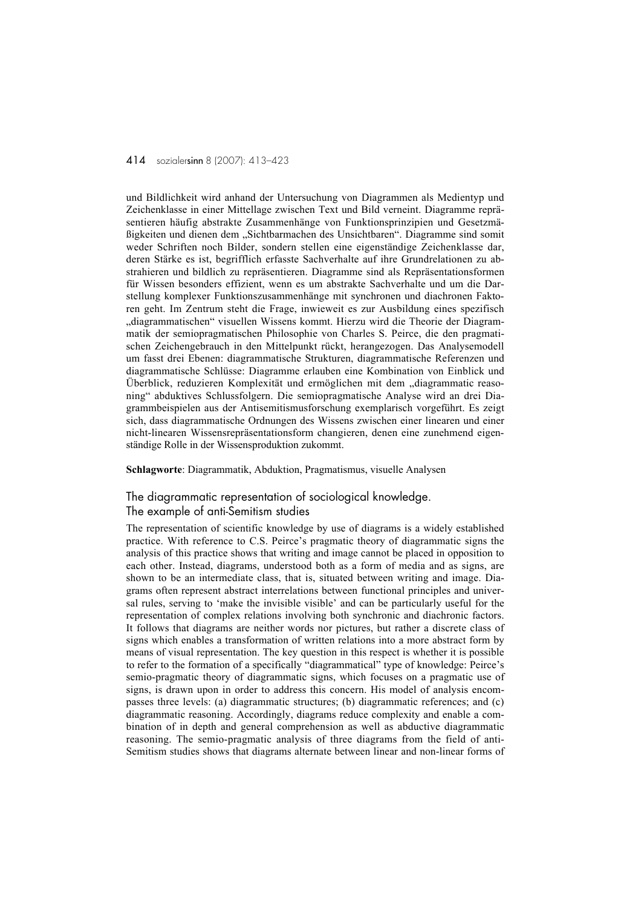und Bildlichkeit wird anhand der Untersuchung von Diagrammen als Medientyp und Zeichenklasse in einer Mittellage zwischen Text und Bild verneint. Diagramme repräsentieren häufig abstrakte Zusammenhänge von Funktionsprinzipien und Gesetzmäßigkeiten und dienen dem „Sichtbarmachen des Unsichtbaren". Diagramme sind somit weder Schriften noch Bilder, sondern stellen eine eigenständige Zeichenklasse dar, deren Stärke es ist, begrifflich erfasste Sachverhalte auf ihre Grundrelationen zu abstrahieren und bildlich zu repräsentieren. Diagramme sind als Repräsentationsformen für Wissen besonders effizient, wenn es um abstrakte Sachverhalte und um die Darstellung komplexer Funktionszusammenhänge mit synchronen und diachronen Faktoren geht. Im Zentrum steht die Frage, inwieweit es zur Ausbildung eines spezifisch „diagrammatischen" visuellen Wissens kommt. Hierzu wird die Theorie der Diagrammatik der semiopragmatischen Philosophie von Charles S. Peirce, die den pragmatischen Zeichengebrauch in den Mittelpunkt rückt, herangezogen. Das Analysemodell umfasst drei Ebenen: diagrammatische Strukturen, diagrammatische Referenzen und diagrammatische Schlüsse: Diagramme erlauben eine Kombination von Einblick und Überblick, reduzieren Komplexität und ermöglichen mit dem „diagrammatic reasoning" abduktives Schlussfolgern. Die semiopragmatische Analyse wird an drei Diagrammbeispielen aus der Antisemitismusforschung exemplarisch vorgeführt. Es zeigt sich, dass diagrammatische Ordnungen des Wissens zwischen einer linearen und einer nicht-linearen Wissensrepräsentationsform changieren, denen eine zunehmend eigenständige Rolle in der Wissensproduktion zukommt.

**Schlagworte**: Diagrammatik, Abduktion, Pragmatismus, visuelle Analysen

## The diagrammatic representation of sociological knowledge. The example of anti-Semitism studies

The representation of scientific knowledge by use of diagrams is a widely established practice. With reference to C.S. Peirce's pragmatic theory of diagrammatic signs the analysis of this practice shows that writing and image cannot be placed in opposition to each other. Instead, diagrams, understood both as a form of media and as signs, are shown to be an intermediate class, that is, situated between writing and image. Diagrams often represent abstract interrelations between functional principles and universal rules, serving to 'make the invisible visible' and can be particularly useful for the representation of complex relations involving both synchronic and diachronic factors. It follows that diagrams are neither words nor pictures, but rather a discrete class of signs which enables a transformation of written relations into a more abstract form by means of visual representation. The key question in this respect is whether it is possible to refer to the formation of a specifically "diagrammatical" type of knowledge: Peirce's semio-pragmatic theory of diagrammatic signs, which focuses on a pragmatic use of signs, is drawn upon in order to address this concern. His model of analysis encompasses three levels: (a) diagrammatic structures; (b) diagrammatic references; and (c) diagrammatic reasoning. Accordingly, diagrams reduce complexity and enable a combination of in depth and general comprehension as well as abductive diagrammatic reasoning. The semio-pragmatic analysis of three diagrams from the field of anti-Semitism studies shows that diagrams alternate between linear and non-linear forms of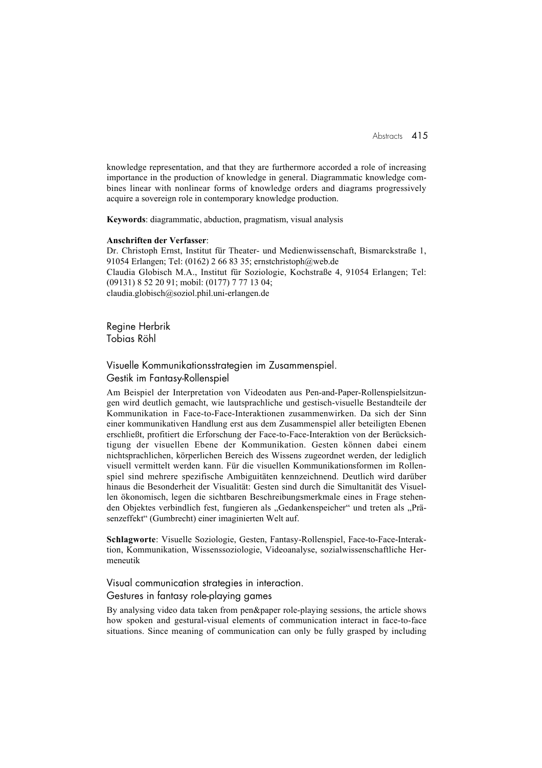knowledge representation, and that they are furthermore accorded a role of increasing importance in the production of knowledge in general. Diagrammatic knowledge combines linear with nonlinear forms of knowledge orders and diagrams progressively acquire a sovereign role in contemporary knowledge production.

**Keywords**: diagrammatic, abduction, pragmatism, visual analysis

**Anschriften der Verfasser**:
Dr. Christoph Ernst, Institut für Theater- und Medienwissenschaft, Bismarckstraße 1, 91054 Erlangen; Tel: (0162) 2 66 83 35; ernstchristoph@web.de
Claudia Globisch M.A., Institut für Soziologie, Kochstraße 4, 91054 Erlangen; Tel: (09131) 8 52 20 91; mobil: (0177) 7 77 13 04; claudia.globisch@soziol.phil.uni-erlangen.de

Regine Herbrik
Tobias Röhl

## Visuelle Kommunikationsstrategien im Zusammenspiel. Gestik im Fantasy-Rollenspiel

Am Beispiel der Interpretation von Videodaten aus Pen-and-Paper-Rollenspielsitzungen wird deutlich gemacht, wie lautsprachliche und gestisch-visuelle Bestandteile der Kommunikation in Face-to-Face-Interaktionen zusammenwirken. Da sich der Sinn einer kommunikativen Handlung erst aus dem Zusammenspiel aller beteiligten Ebenen erschließt, profitiert die Erforschung der Face-to-Face-Interaktion von der Berücksichtigung der visuellen Ebene der Kommunikation. Gesten können dabei einem nichtsprachlichen, körperlichen Bereich des Wissens zugeordnet werden, der lediglich visuell vermittelt werden kann. Für die visuellen Kommunikationsformen im Rollenspiel sind mehrere spezifische Ambiguitäten kennzeichnend. Deutlich wird darüber hinaus die Besonderheit der Visualität: Gesten sind durch die Simultanität des Visuellen ökonomisch, legen die sichtbaren Beschreibungsmerkmale eines in Frage stehenden Objektes verbindlich fest, fungieren als „Gedankenspeicher" und treten als „Präsenzeffekt" (Gumbrecht) einer imaginierten Welt auf.

**Schlagworte**: Visuelle Soziologie, Gesten, Fantasy-Rollenspiel, Face-to-Face-Interaktion, Kommunikation, Wissenssoziologie, Videoanalyse, sozialwissenschaftliche Hermeneutik

## Visual communication strategies in interaction. Gestures in fantasy role-playing games

By analysing video data taken from pen&paper role-playing sessions, the article shows how spoken and gestural-visual elements of communication interact in face-to-face situations. Since meaning of communication can only be fully grasped by including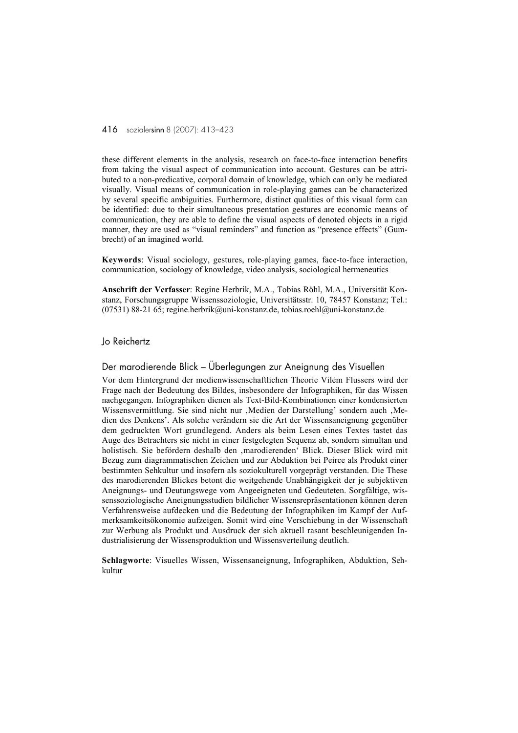these different elements in the analysis, research on face-to-face interaction benefits from taking the visual aspect of communication into account. Gestures can be attributed to a non-predicative, corporal domain of knowledge, which can only be mediated visually. Visual means of communication in role-playing games can be characterized by several specific ambiguities. Furthermore, distinct qualities of this visual form can be identified: due to their simultaneous presentation gestures are economic means of communication, they are able to define the visual aspects of denoted objects in a rigid manner, they are used as "visual reminders" and function as "presence effects" (Gumbrecht) of an imagined world.

**Keywords**: Visual sociology, gestures, role-playing games, face-to-face interaction, communication, sociology of knowledge, video analysis, sociological hermeneutics

**Anschrift der Verfasser**: Regine Herbrik, M.A., Tobias Röhl, M.A., Universität Konstanz, Forschungsgruppe Wissenssoziologie, Universitätsstr. 10, 78457 Konstanz; Tel.: (07531) 88-21 65; regine.herbrik@uni-konstanz.de, tobias.roehl@uni-konstanz.de

## Jo Reichertz

### Der marodierende Blick – Überlegungen zur Aneignung des Visuellen

Vor dem Hintergrund der medienwissenschaftlichen Theorie Vilém Flussers wird der Frage nach der Bedeutung des Bildes, insbesondere der Infographiken, für das Wissen nachgegangen. Infographiken dienen als Text-Bild-Kombinationen einer kondensierten Wissensvermittlung. Sie sind nicht nur ‚Medien der Darstellung' sondern auch ‚Medien des Denkens'. Als solche verändern sie die Art der Wissensaneignung gegenüber dem gedruckten Wort grundlegend. Anders als beim Lesen eines Textes tastet das Auge des Betrachters sie nicht in einer festgelegten Sequenz ab, sondern simultan und holistisch. Sie befördern deshalb den ‚marodierenden' Blick. Dieser Blick wird mit Bezug zum diagrammatischen Zeichen und zur Abduktion bei Peirce als Produkt einer bestimmten Sehkultur und insofern als soziokulturell vorgeprägt verstanden. Die These des marodierenden Blickes betont die weitgehende Unabhängigkeit der je subjektiven Aneignungs- und Deutungswege vom Angeeigneten und Gedeuteten. Sorgfältige, wissenssoziologische Aneignungsstudien bildlicher Wissensrepräsentationen können deren Verfahrensweise aufdecken und die Bedeutung der Infographiken im Kampf der Aufmerksamkeitsökonomie aufzeigen. Somit wird eine Verschiebung in der Wissenschaft zur Werbung als Produkt und Ausdruck der sich aktuell rasant beschleunigenden Industrialisierung der Wissensproduktion und Wissensverteilung deutlich.

**Schlagworte**: Visuelles Wissen, Wissensaneignung, Infographiken, Abduktion, Sehkultur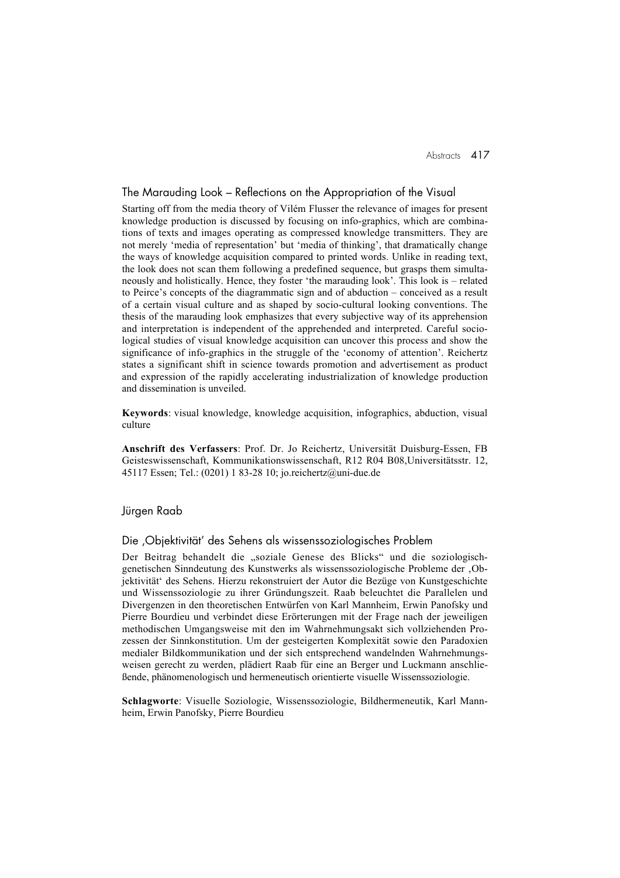## The Marauding Look – Reflections on the Appropriation of the Visual

Starting off from the media theory of Vilém Flusser the relevance of images for present knowledge production is discussed by focusing on info-graphics, which are combinations of texts and images operating as compressed knowledge transmitters. They are not merely 'media of representation' but 'media of thinking', that dramatically change the ways of knowledge acquisition compared to printed words. Unlike in reading text, the look does not scan them following a predefined sequence, but grasps them simultaneously and holistically. Hence, they foster 'the marauding look'. This look is – related to Peirce's concepts of the diagrammatic sign and of abduction – conceived as a result of a certain visual culture and as shaped by socio-cultural looking conventions. The thesis of the marauding look emphasizes that every subjective way of its apprehension and interpretation is independent of the apprehended and interpreted. Careful sociological studies of visual knowledge acquisition can uncover this process and show the significance of info-graphics in the struggle of the 'economy of attention'. Reichertz states a significant shift in science towards promotion and advertisement as product and expression of the rapidly accelerating industrialization of knowledge production and dissemination is unveiled.

**Keywords**: visual knowledge, knowledge acquisition, infographics, abduction, visual culture

**Anschrift des Verfassers**: Prof. Dr. Jo Reichertz, Universität Duisburg-Essen, FB Geisteswissenschaft, Kommunikationswissenschaft, R12 R04 B08,Universitätsstr. 12, 45117 Essen; Tel.: (0201) 1 83-28 10; jo.reichertz@uni-due.de

Jürgen Raab

## Die ‚Objektivität' des Sehens als wissenssoziologisches Problem

Der Beitrag behandelt die „soziale Genese des Blicks" und die soziologisch-genetischen Sinndeutung des Kunstwerks als wissenssoziologische Probleme der ‚Objektivität' des Sehens. Hierzu rekonstruiert der Autor die Bezüge von Kunstgeschichte und Wissenssoziologie zu ihrer Gründungszeit. Raab beleuchtet die Parallelen und Divergenzen in den theoretischen Entwürfen von Karl Mannheim, Erwin Panofsky und Pierre Bourdieu und verbindet diese Erörterungen mit der Frage nach der jeweiligen methodischen Umgangsweise mit den im Wahrnehmungsakt sich vollziehenden Prozessen der Sinnkonstitution. Um der gesteigerten Komplexität sowie den Paradoxien medialer Bildkommunikation und der sich entsprechend wandelnden Wahrnehmungsweisen gerecht zu werden, plädiert Raab für eine an Berger und Luckmann anschließende, phänomenologisch und hermeneutisch orientierte visuelle Wissenssoziologie.

**Schlagworte**: Visuelle Soziologie, Wissenssoziologie, Bildhermeneutik, Karl Mannheim, Erwin Panofsky, Pierre Bourdieu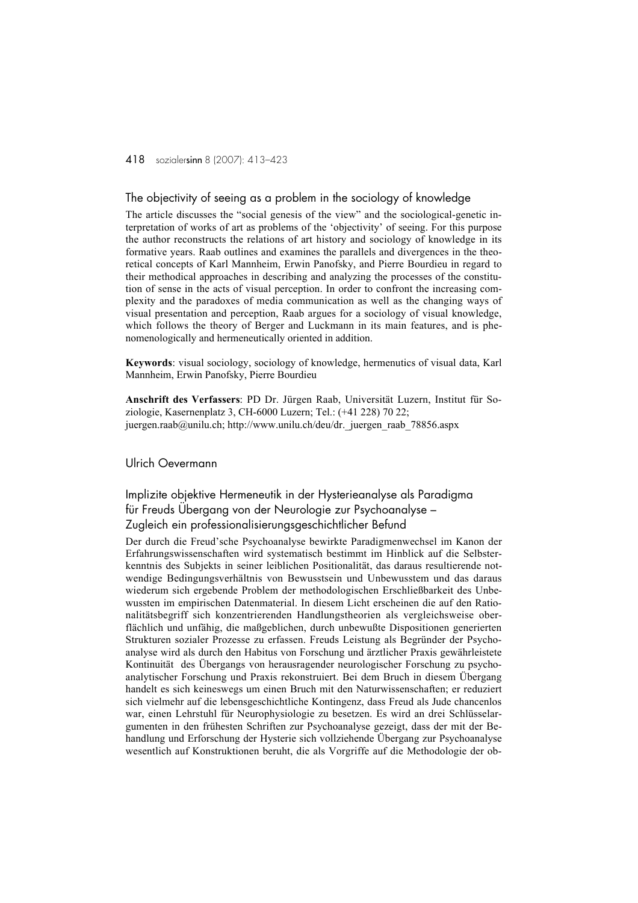## The objectivity of seeing as a problem in the sociology of knowledge

The article discusses the "social genesis of the view" and the sociological-genetic interpretation of works of art as problems of the 'objectivity' of seeing. For this purpose the author reconstructs the relations of art history and sociology of knowledge in its formative years. Raab outlines and examines the parallels and divergences in the theoretical concepts of Karl Mannheim, Erwin Panofsky, and Pierre Bourdieu in regard to their methodical approaches in describing and analyzing the processes of the constitution of sense in the acts of visual perception. In order to confront the increasing complexity and the paradoxes of media communication as well as the changing ways of visual presentation and perception, Raab argues for a sociology of visual knowledge, which follows the theory of Berger and Luckmann in its main features, and is phenomenologically and hermeneutically oriented in addition.

**Keywords**: visual sociology, sociology of knowledge, hermenutics of visual data, Karl Mannheim, Erwin Panofsky, Pierre Bourdieu

**Anschrift des Verfassers**: PD Dr. Jürgen Raab, Universität Luzern, Institut für Soziologie, Kasernenplatz 3, CH-6000 Luzern; Tel.: (+41 228) 70 22; juergen.raab@unilu.ch; http://www.unilu.ch/deu/dr._juergen_raab_78856.aspx

Ulrich Oevermann

## Implizite objektive Hermeneutik in der Hysterieanalyse als Paradigma für Freuds Übergang von der Neurologie zur Psychoanalyse – Zugleich ein professionalisierungsgeschichtlicher Befund

Der durch die Freud'sche Psychoanalyse bewirkte Paradigmenwechsel im Kanon der Erfahrungswissenschaften wird systematisch bestimmt im Hinblick auf die Selbsterkenntnis des Subjekts in seiner leiblichen Positionalität, das daraus resultierende notwendige Bedingungsverhältnis von Bewusstsein und Unbewusstem und das daraus wiederum sich ergebende Problem der methodologischen Erschließbarkeit des Unbewussten im empirischen Datenmaterial. In diesem Licht erscheinen die auf den Rationalitätsbegriff sich konzentrierenden Handlungstheorien als vergleichsweise oberflächlich und unfähig, die maßgeblichen, durch unbewußte Dispositionen generierten Strukturen sozialer Prozesse zu erfassen. Freuds Leistung als Begründer der Psychoanalyse wird als durch den Habitus von Forschung und ärztlicher Praxis gewährleistete Kontinuität des Übergangs von herausragender neurologischer Forschung zu psychoanalytischer Forschung und Praxis rekonstruiert. Bei dem Bruch in diesem Übergang handelt es sich keineswegs um einen Bruch mit den Naturwissenschaften; er reduziert sich vielmehr auf die lebensgeschichtliche Kontingenz, dass Freud als Jude chancenlos war, einen Lehrstuhl für Neurophysiologie zu besetzen. Es wird an drei Schlüsselargumenten in den frühesten Schriften zur Psychoanalyse gezeigt, dass der mit der Behandlung und Erforschung der Hysterie sich vollziehende Übergang zur Psychoanalyse wesentlich auf Konstruktionen beruht, die als Vorgriffe auf die Methodologie der ob-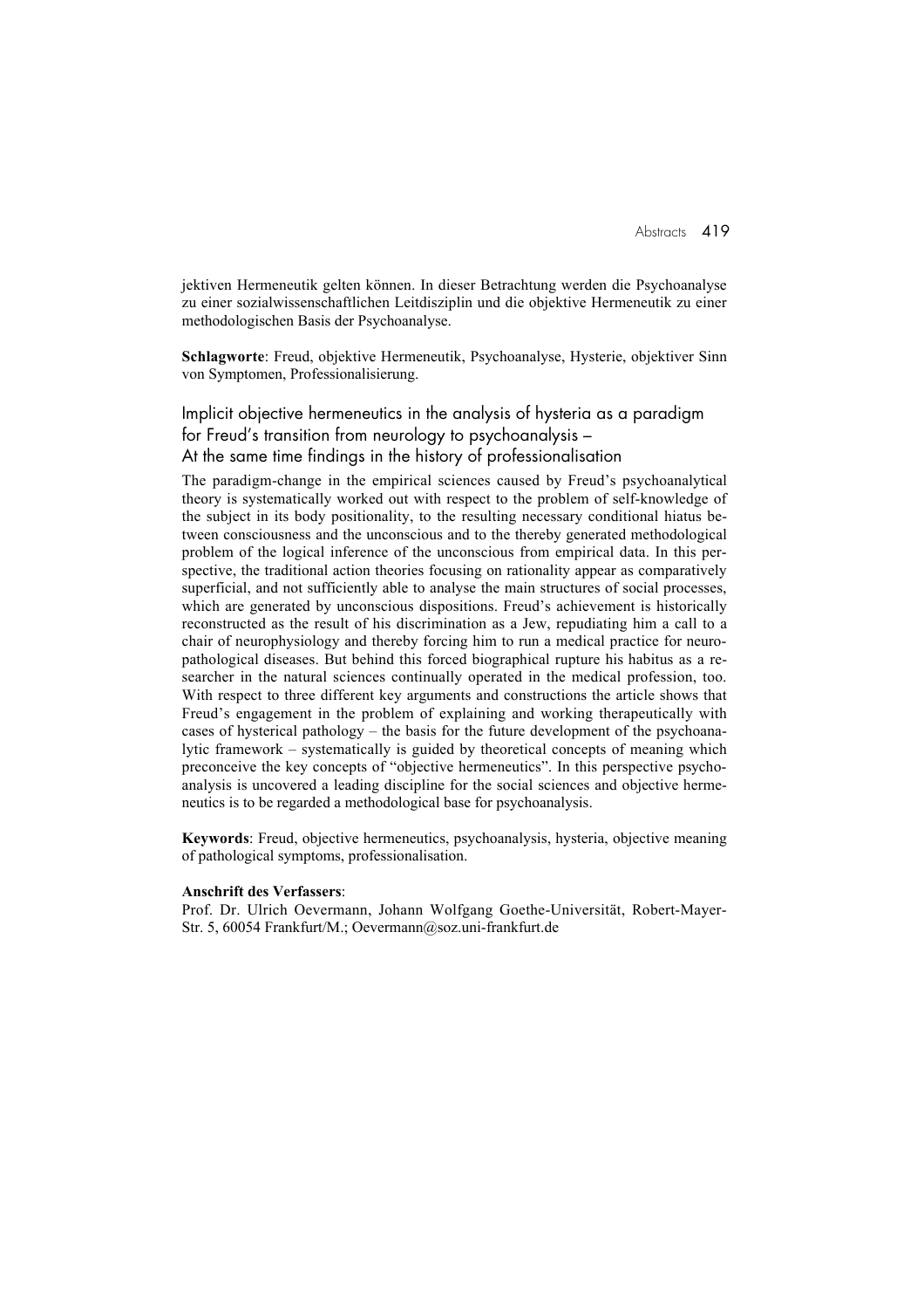jektiven Hermeneutik gelten können. In dieser Betrachtung werden die Psychoanalyse zu einer sozialwissenschaftlichen Leitdisziplin und die objektive Hermeneutik zu einer methodologischen Basis der Psychoanalyse.

**Schlagworte**: Freud, objektive Hermeneutik, Psychoanalyse, Hysterie, objektiver Sinn von Symptomen, Professionalisierung.

## Implicit objective hermeneutics in the analysis of hysteria as a paradigm for Freud's transition from neurology to psychoanalysis – At the same time findings in the history of professionalisation

The paradigm-change in the empirical sciences caused by Freud's psychoanalytical theory is systematically worked out with respect to the problem of self-knowledge of the subject in its body positionality, to the resulting necessary conditional hiatus between consciousness and the unconscious and to the thereby generated methodological problem of the logical inference of the unconscious from empirical data. In this perspective, the traditional action theories focusing on rationality appear as comparatively superficial, and not sufficiently able to analyse the main structures of social processes, which are generated by unconscious dispositions. Freud's achievement is historically reconstructed as the result of his discrimination as a Jew, repudiating him a call to a chair of neurophysiology and thereby forcing him to run a medical practice for neuropathological diseases. But behind this forced biographical rupture his habitus as a researcher in the natural sciences continually operated in the medical profession, too. With respect to three different key arguments and constructions the article shows that Freud's engagement in the problem of explaining and working therapeutically with cases of hysterical pathology – the basis for the future development of the psychoanalytic framework – systematically is guided by theoretical concepts of meaning which preconceive the key concepts of "objective hermeneutics". In this perspective psychoanalysis is uncovered a leading discipline for the social sciences and objective hermeneutics is to be regarded a methodological base for psychoanalysis.

**Keywords**: Freud, objective hermeneutics, psychoanalysis, hysteria, objective meaning of pathological symptoms, professionalisation.

**Anschrift des Verfassers**:
Prof. Dr. Ulrich Oevermann, Johann Wolfgang Goethe-Universität, Robert-Mayer-Str. 5, 60054 Frankfurt/M.; Oevermann@soz.uni-frankfurt.de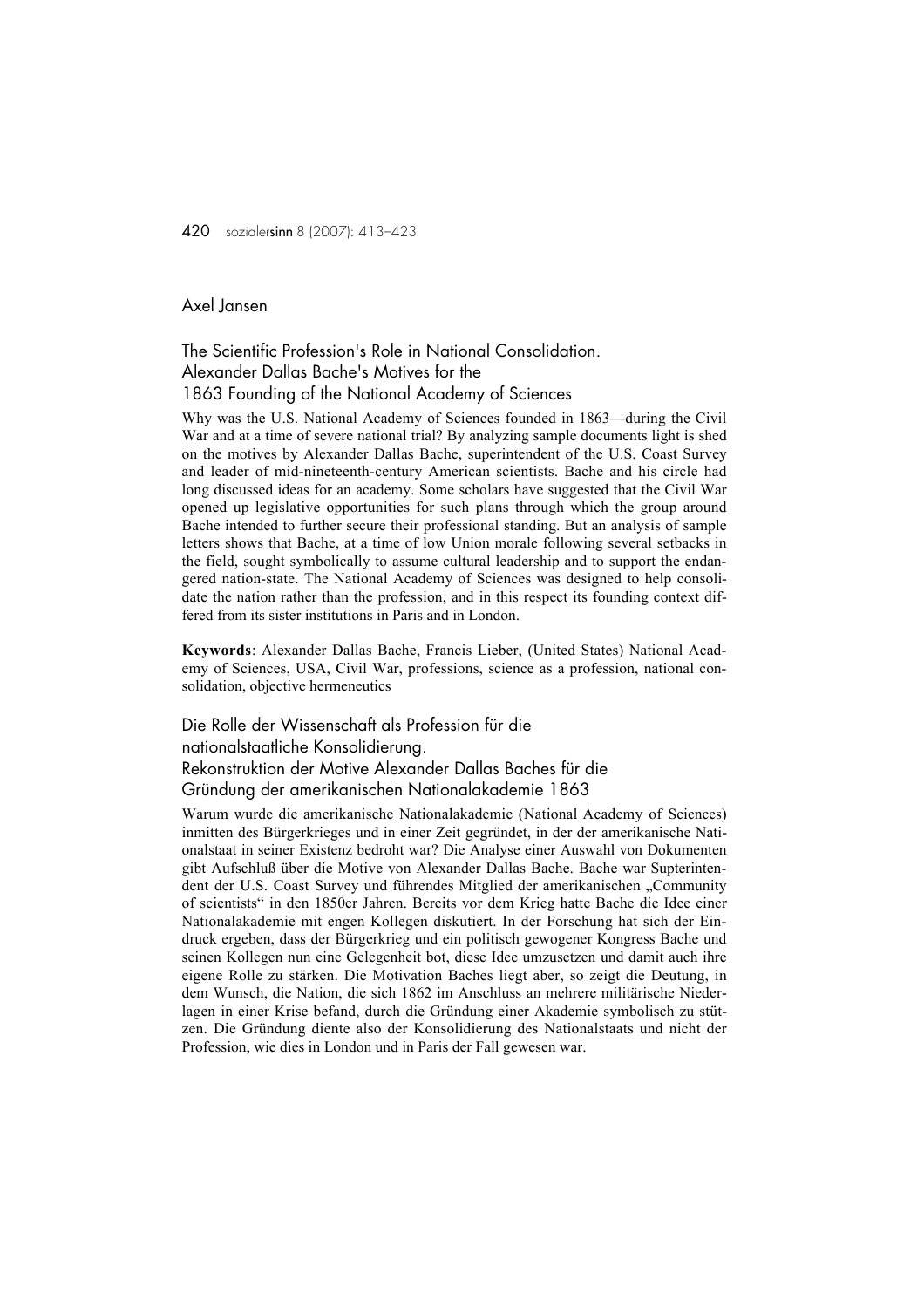Axel Jansen

## The Scientific Profession's Role in National Consolidation. Alexander Dallas Bache's Motives for the 1863 Founding of the National Academy of Sciences

Why was the U.S. National Academy of Sciences founded in 1863—during the Civil War and at a time of severe national trial? By analyzing sample documents light is shed on the motives by Alexander Dallas Bache, superintendent of the U.S. Coast Survey and leader of mid-nineteenth-century American scientists. Bache and his circle had long discussed ideas for an academy. Some scholars have suggested that the Civil War opened up legislative opportunities for such plans through which the group around Bache intended to further secure their professional standing. But an analysis of sample letters shows that Bache, at a time of low Union morale following several setbacks in the field, sought symbolically to assume cultural leadership and to support the endangered nation-state. The National Academy of Sciences was designed to help consolidate the nation rather than the profession, and in this respect its founding context differed from its sister institutions in Paris and in London.

**Keywords**: Alexander Dallas Bache, Francis Lieber, (United States) National Academy of Sciences, USA, Civil War, professions, science as a profession, national consolidation, objective hermeneutics

## Die Rolle der Wissenschaft als Profession für die nationalstaatliche Konsolidierung. Rekonstruktion der Motive Alexander Dallas Baches für die Gründung der amerikanischen Nationalakademie 1863

Warum wurde die amerikanische Nationalakademie (National Academy of Sciences) inmitten des Bürgerkrieges und in einer Zeit gegründet, in der der amerikanische Nationalstaat in seiner Existenz bedroht war? Die Analyse einer Auswahl von Dokumenten gibt Aufschluß über die Motive von Alexander Dallas Bache. Bache war Supterintendent der U.S. Coast Survey und führendes Mitglied der amerikanischen „Community of scientists" in den 1850er Jahren. Bereits vor dem Krieg hatte Bache die Idee einer Nationalakademie mit engen Kollegen diskutiert. In der Forschung hat sich der Eindruck ergeben, dass der Bürgerkrieg und ein politisch gewogener Kongress Bache und seinen Kollegen nun eine Gelegenheit bot, diese Idee umzusetzen und damit auch ihre eigene Rolle zu stärken. Die Motivation Baches liegt aber, so zeigt die Deutung, in dem Wunsch, die Nation, die sich 1862 im Anschluss an mehrere militärische Niederlagen in einer Krise befand, durch die Gründung einer Akademie symbolisch zu stützen. Die Gründung diente also der Konsolidierung des Nationalstaats und nicht der Profession, wie dies in London und in Paris der Fall gewesen war.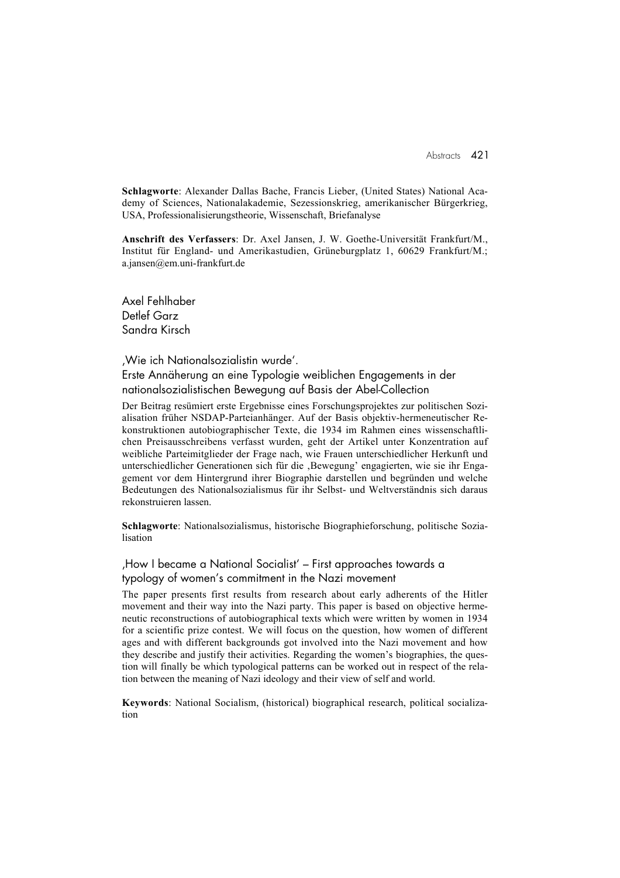**Schlagworte**: Alexander Dallas Bache, Francis Lieber, (United States) National Academy of Sciences, Nationalakademie, Sezessionskrieg, amerikanischer Bürgerkrieg, USA, Professionalisierungstheorie, Wissenschaft, Briefanalyse

**Anschrift des Verfassers**: Dr. Axel Jansen, J. W. Goethe-Universität Frankfurt/M., Institut für England- und Amerikastudien, Grüneburgplatz 1, 60629 Frankfurt/M.; a.jansen@em.uni-frankfurt.de

Axel Fehlhaber
Detlef Garz
Sandra Kirsch

## ‚Wie ich Nationalsozialistin wurde'. Erste Annäherung an eine Typologie weiblichen Engagements in der nationalsozialistischen Bewegung auf Basis der Abel-Collection

Der Beitrag resümiert erste Ergebnisse eines Forschungsprojektes zur politischen Sozialisation früher NSDAP-Parteianhänger. Auf der Basis objektiv-hermeneutischer Rekonstruktionen autobiographischer Texte, die 1934 im Rahmen eines wissenschaftlichen Preisausschreibens verfasst wurden, geht der Artikel unter Konzentration auf weibliche Parteimitglieder der Frage nach, wie Frauen unterschiedlicher Herkunft und unterschiedlicher Generationen sich für die ‚Bewegung' engagierten, wie sie ihr Engagement vor dem Hintergrund ihrer Biographie darstellen und begründen und welche Bedeutungen des Nationalsozialismus für ihr Selbst- und Weltverständnis sich daraus rekonstruieren lassen.

**Schlagworte**: Nationalsozialismus, historische Biographieforschung, politische Sozialisation

## ‚How I became a National Socialist' – First approaches towards a typology of women's commitment in the Nazi movement

The paper presents first results from research about early adherents of the Hitler movement and their way into the Nazi party. This paper is based on objective hermeneutic reconstructions of autobiographical texts which were written by women in 1934 for a scientific prize contest. We will focus on the question, how women of different ages and with different backgrounds got involved into the Nazi movement and how they describe and justify their activities. Regarding the women's biographies, the question will finally be which typological patterns can be worked out in respect of the relation between the meaning of Nazi ideology and their view of self and world.

**Keywords**: National Socialism, (historical) biographical research, political socialization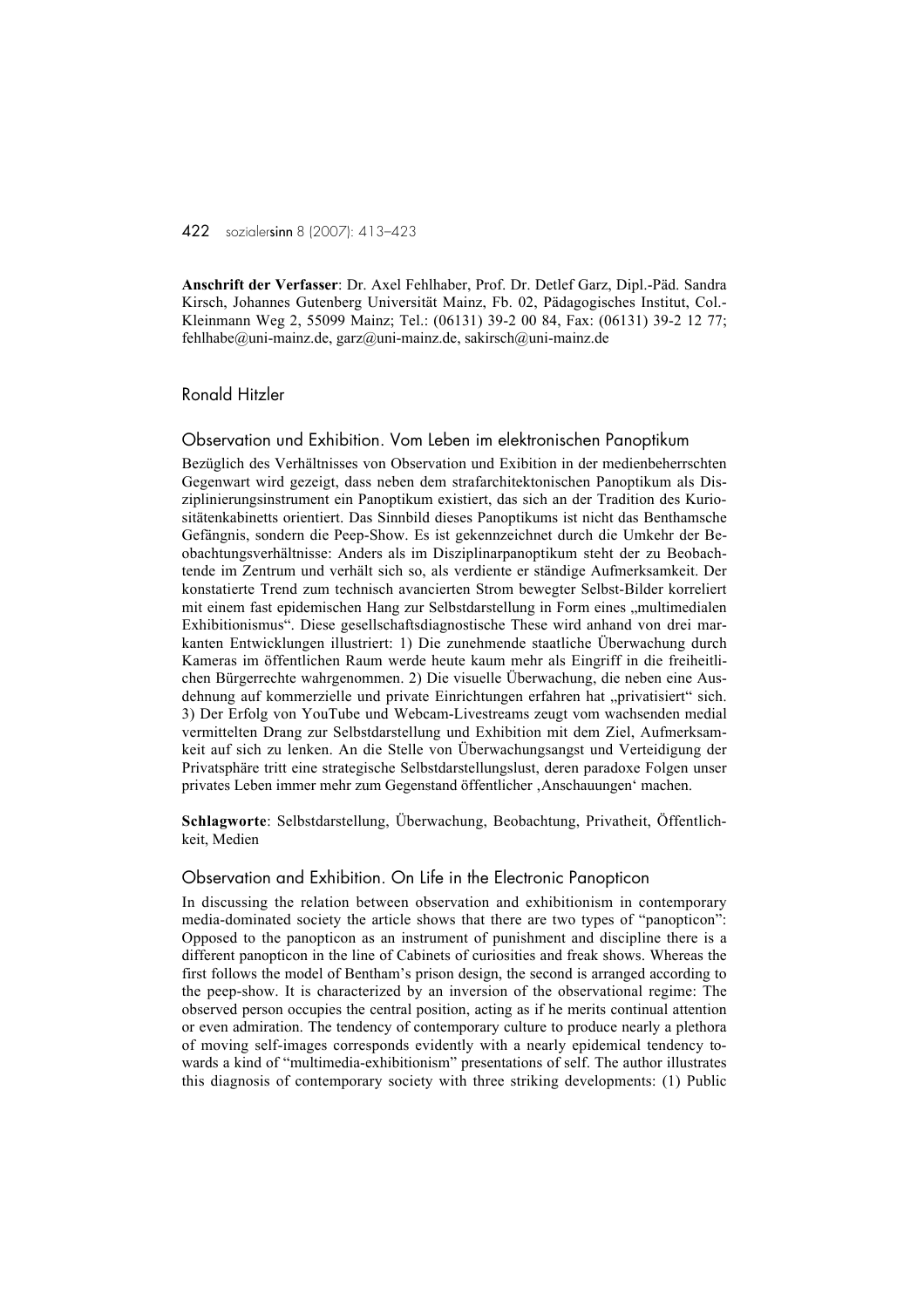**Anschrift der Verfasser**: Dr. Axel Fehlhaber, Prof. Dr. Detlef Garz, Dipl.-Päd. Sandra Kirsch, Johannes Gutenberg Universität Mainz, Fb. 02, Pädagogisches Institut, Col.-Kleinmann Weg 2, 55099 Mainz; Tel.: (06131) 39-2 00 84, Fax: (06131) 39-2 12 77; fehlhabe@uni-mainz.de, garz@uni-mainz.de, sakirsch@uni-mainz.de

## Ronald Hitzler

### Observation und Exhibition. Vom Leben im elektronischen Panoptikum

Bezüglich des Verhältnisses von Observation und Exibition in der medienbeherrschten Gegenwart wird gezeigt, dass neben dem strafarchitektonischen Panoptikum als Disziplinierungsinstrument ein Panoptikum existiert, das sich an der Tradition des Kuriositätenkabinetts orientiert. Das Sinnbild dieses Panoptikums ist nicht das Benthamsche Gefängnis, sondern die Peep-Show. Es ist gekennzeichnet durch die Umkehr der Beobachtungsverhältnisse: Anders als im Disziplinarpanoptikum steht der zu Beobachtende im Zentrum und verhält sich so, als verdiente er ständige Aufmerksamkeit. Der konstatierte Trend zum technisch avancierten Strom bewegter Selbst-Bilder korreliert mit einem fast epidemischen Hang zur Selbstdarstellung in Form eines „multimedialen Exhibitionismus". Diese gesellschaftsdiagnostische These wird anhand von drei markanten Entwicklungen illustriert: 1) Die zunehmende staatliche Überwachung durch Kameras im öffentlichen Raum werde heute kaum mehr als Eingriff in die freiheitlichen Bürgerrechte wahrgenommen. 2) Die visuelle Überwachung, die neben eine Ausdehnung auf kommerzielle und private Einrichtungen erfahren hat „privatisiert" sich. 3) Der Erfolg von YouTube und Webcam-Livestreams zeugt vom wachsenden medial vermittelten Drang zur Selbstdarstellung und Exhibition mit dem Ziel, Aufmerksamkeit auf sich zu lenken. An die Stelle von Überwachungsangst und Verteidigung der Privatsphäre tritt eine strategische Selbstdarstellungslust, deren paradoxe Folgen unser privates Leben immer mehr zum Gegenstand öffentlicher ‚Anschauungen' machen.

**Schlagworte**: Selbstdarstellung, Überwachung, Beobachtung, Privatheit, Öffentlichkeit, Medien

### Observation and Exhibition. On Life in the Electronic Panopticon

In discussing the relation between observation and exhibitionism in contemporary media-dominated society the article shows that there are two types of "panopticon": Opposed to the panopticon as an instrument of punishment and discipline there is a different panopticon in the line of Cabinets of curiosities and freak shows. Whereas the first follows the model of Bentham's prison design, the second is arranged according to the peep-show. It is characterized by an inversion of the observational regime: The observed person occupies the central position, acting as if he merits continual attention or even admiration. The tendency of contemporary culture to produce nearly a plethora of moving self-images corresponds evidently with a nearly epidemical tendency towards a kind of "multimedia-exhibitionism" presentations of self. The author illustrates this diagnosis of contemporary society with three striking developments: (1) Public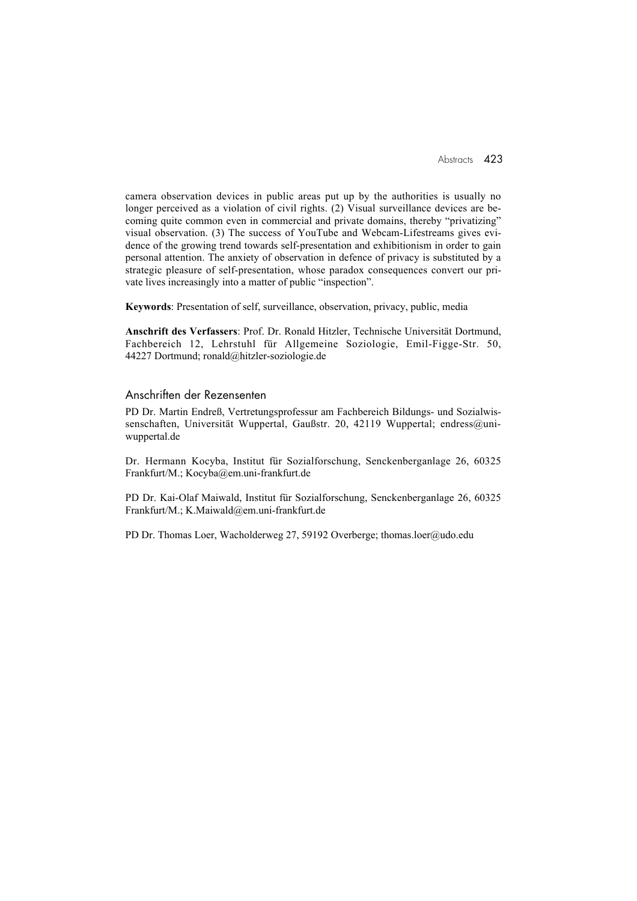camera observation devices in public areas put up by the authorities is usually no longer perceived as a violation of civil rights. (2) Visual surveillance devices are becoming quite common even in commercial and private domains, thereby "privatizing" visual observation. (3) The success of YouTube and Webcam-Lifestreams gives evidence of the growing trend towards self-presentation and exhibitionism in order to gain personal attention. The anxiety of observation in defence of privacy is substituted by a strategic pleasure of self-presentation, whose paradox consequences convert our private lives increasingly into a matter of public "inspection".

**Keywords**: Presentation of self, surveillance, observation, privacy, public, media

**Anschrift des Verfassers**: Prof. Dr. Ronald Hitzler, Technische Universität Dortmund, Fachbereich 12, Lehrstuhl für Allgemeine Soziologie, Emil-Figge-Str. 50, 44227 Dortmund; ronald@hitzler-soziologie.de

## Anschriften der Rezensenten

PD Dr. Martin Endreß, Vertretungsprofessur am Fachbereich Bildungs- und Sozialwissenschaften, Universität Wuppertal, Gaußstr. 20, 42119 Wuppertal; endress@uni-wuppertal.de

Dr. Hermann Kocyba, Institut für Sozialforschung, Senckenberganlage 26, 60325 Frankfurt/M.; Kocyba@em.uni-frankfurt.de

PD Dr. Kai-Olaf Maiwald, Institut für Sozialforschung, Senckenberganlage 26, 60325 Frankfurt/M.; K.Maiwald@em.uni-frankfurt.de

PD Dr. Thomas Loer, Wacholderweg 27, 59192 Overberge; thomas.loer@udo.edu